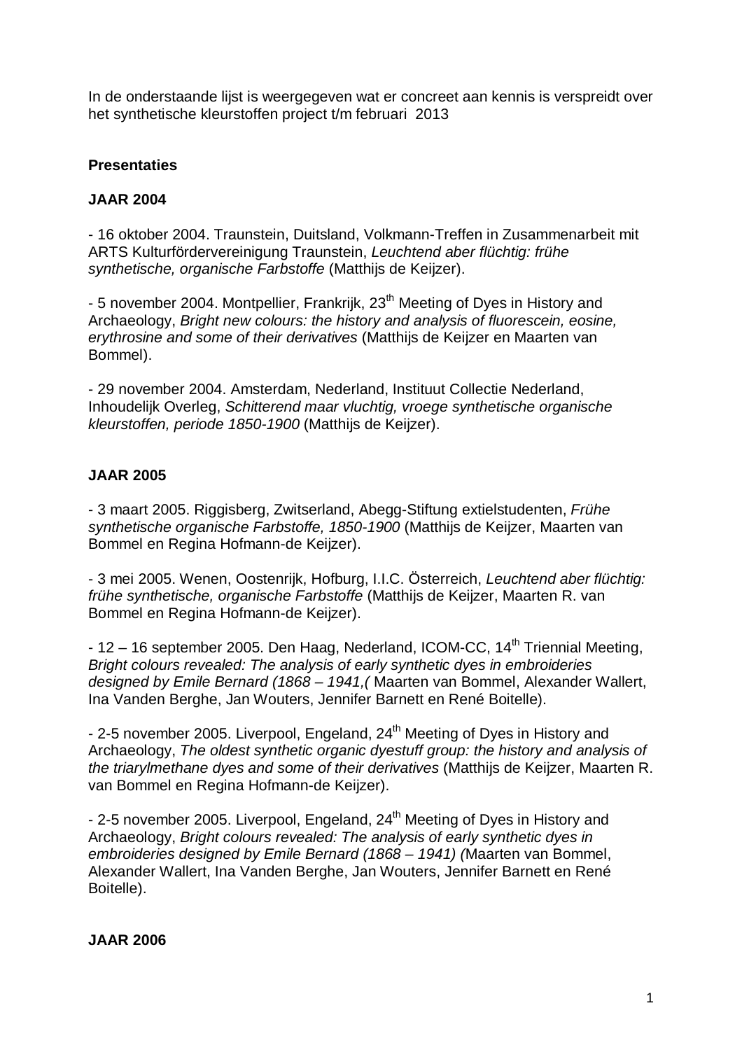In de onderstaande lijst is weergegeven wat er concreet aan kennis is verspreidt over het synthetische kleurstoffen project t/m februari 2013

**Presentaties**

**JAAR 2004**

- 16 oktober 2004. Traunstein, Duitsland, Volkmann-Treffen in Zusammenarbeit mit ARTS Kulturfördervereinigung Traunstein, *Leuchtend aber flüchtig: frühe synthetische, organische Farbstoffe* (Matthijs de Keijzer).

- 5 november 2004. Montpellier, Frankrijk, 23th Meeting of Dyes in History and Archaeology, *Bright new colours: the history and analysis of fluorescein, eosine, erythrosine and some of their derivatives* (Matthijs de Keijzer en Maarten van Bommel).

- 29 november 2004. Amsterdam, Nederland, Instituut Collectie Nederland, Inhoudelijk Overleg, *Schitterend maar vluchtig, vroege synthetische organische kleurstoffen, periode 1850-1900* (Matthijs de Keijzer).

**JAAR 2005**

- 3 maart 2005. Riggisberg, Zwitserland, Abegg-Stiftung extielstudenten, *Frühe synthetische organische Farbstoffe, 1850-1900* (Matthijs de Keijzer, Maarten van Bommel en Regina Hofmann-de Keijzer).

- 3 mei 2005. Wenen, Oostenrijk, Hofburg, I.I.C. Österreich, *Leuchtend aber flüchtig: frühe synthetische, organische Farbstoffe* (Matthijs de Keijzer, Maarten R. van Bommel en Regina Hofmann-de Keijzer).

- 12 – 16 september 2005. Den Haag, Nederland, ICOM-CC, 14th Triennial Meeting, *Bright colours revealed: The analysis of early synthetic dyes in embroideries designed by Emile Bernard (1868 – 1941,(* Maarten van Bommel, Alexander Wallert, Ina Vanden Berghe, Jan Wouters, Jennifer Barnett en René Boitelle).

- 2-5 november 2005. Liverpool, Engeland, 24th Meeting of Dyes in History and Archaeology, *The oldest synthetic organic dyestuff group: the history and analysis of the triarylmethane dyes and some of their derivatives* (Matthijs de Keijzer, Maarten R. van Bommel en Regina Hofmann-de Keijzer).

- 2-5 november 2005. Liverpool, Engeland, 24th Meeting of Dyes in History and Archaeology, *Bright colours revealed: The analysis of early synthetic dyes in embroideries designed by Emile Bernard (1868 – 1941) (*Maarten van Bommel, Alexander Wallert, Ina Vanden Berghe, Jan Wouters, Jennifer Barnett en René Boitelle).

**JAAR 2006**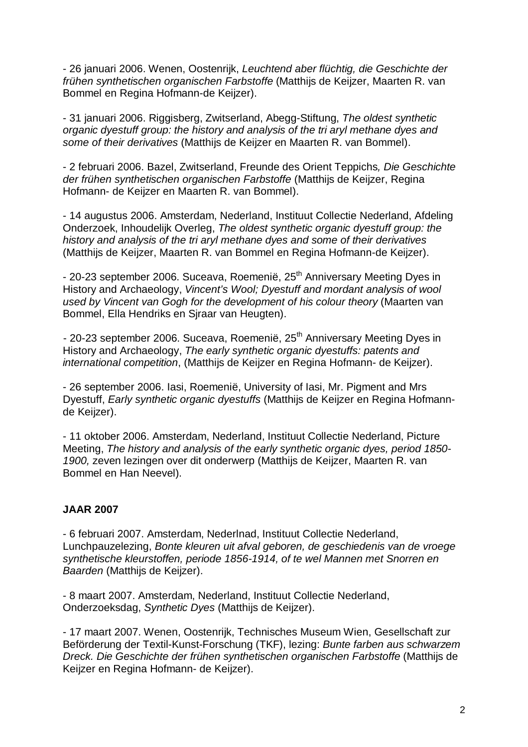- 26 januari 2006. Wenen, Oostenrijk, *Leuchtend aber flüchtig, die Geschichte der frühen synthetischen organischen Farbstoffe* (Matthijs de Keijzer, Maarten R. van Bommel en Regina Hofmann-de Keijzer).

- 31 januari 2006. Riggisberg, Zwitserland, Abegg-Stiftung, *The oldest synthetic organic dyestuff group: the history and analysis of the tri aryl methane dyes and some of their derivatives* (Matthijs de Keijzer en Maarten R. van Bommel).

- 2 februari 2006. Bazel, Zwitserland, Freunde des Orient Teppichs*, Die Geschichte der frühen synthetischen organischen Farbstoffe* (Matthijs de Keijzer, Regina Hofmann- de Keijzer en Maarten R. van Bommel).

- 14 augustus 2006. Amsterdam, Nederland, Instituut Collectie Nederland, Afdeling Onderzoek, Inhoudelijk Overleg, *The oldest synthetic organic dyestuff group: the history and analysis of the tri aryl methane dyes and some of their derivatives* (Matthijs de Keijzer, Maarten R. van Bommel en Regina Hofmann-de Keijzer).

- 20-23 september 2006. Suceava, Roemenië, 25th Anniversary Meeting Dyes in History and Archaeology, *Vincent's Wool; Dyestuff and mordant analysis of wool used by Vincent van Gogh for the development of his colour theory* (Maarten van Bommel, Ella Hendriks en Sjraar van Heugten).

- 20-23 september 2006. Suceava, Roemenië, 25th Anniversary Meeting Dyes in History and Archaeology, *The early synthetic organic dyestuffs: patents and international competition*, (Matthijs de Keijzer en Regina Hofmann- de Keijzer).

- 26 september 2006. Iasi, Roemenië, University of Iasi, Mr. Pigment and Mrs Dyestuff, *Early synthetic organic dyestuffs* (Matthijs de Keijzer en Regina Hofmann-de Keijzer).

- 11 oktober 2006. Amsterdam, Nederland, Instituut Collectie Nederland, Picture Meeting, *The history and analysis of the early synthetic organic dyes, period 1850-1900,* zeven lezingen over dit onderwerp (Matthijs de Keijzer, Maarten R. van Bommel en Han Neevel).

**JAAR 2007**

- 6 februari 2007. Amsterdam, Nederlnad, Instituut Collectie Nederland, Lunchpauzelezing, *Bonte kleuren uit afval geboren, de geschiedenis van de vroege synthetische kleurstoffen, periode 1856-1914, of te wel Mannen met Snorren en Baarden* (Matthijs de Keijzer).

- 8 maart 2007. Amsterdam, Nederland, Instituut Collectie Nederland, Onderzoeksdag, *Synthetic Dyes* (Matthijs de Keijzer).

- 17 maart 2007. Wenen, Oostenrijk, Technisches Museum Wien, Gesellschaft zur Beförderung der Textil-Kunst-Forschung (TKF), lezing: *Bunte farben aus schwarzem Dreck. Die Geschichte der frühen synthetischen organischen Farbstoffe* (Matthijs de Keijzer en Regina Hofmann- de Keijzer).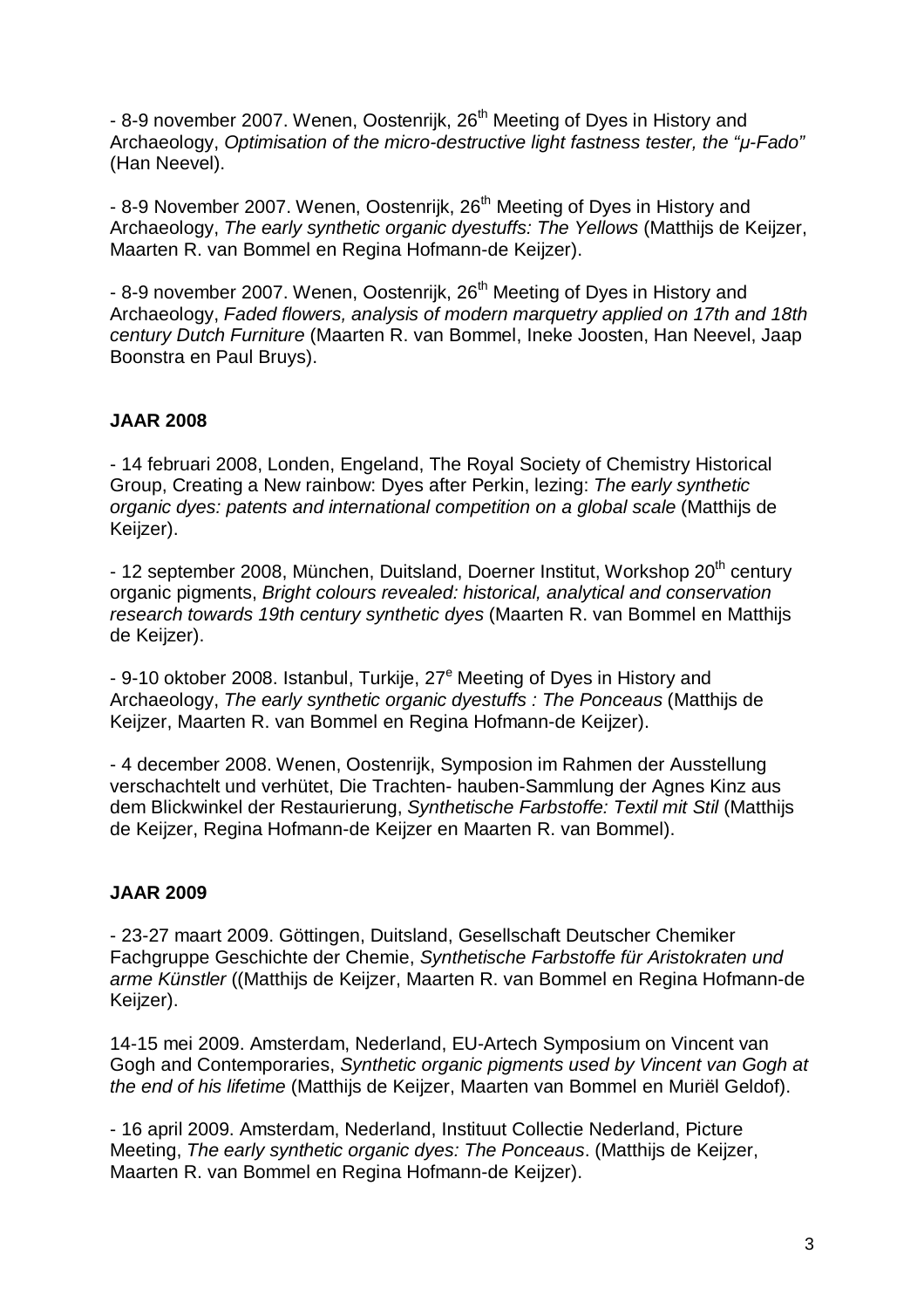- 8-9 november 2007. Wenen, Oostenrijk, 26th Meeting of Dyes in History and Archaeology, *Optimisation of the micro-destructive light fastness tester, the "μ-Fado"* (Han Neevel).

- 8-9 November 2007. Wenen, Oostenrijk, 26th Meeting of Dyes in History and Archaeology, *The early synthetic organic dyestuffs: The Yellows* (Matthijs de Keijzer, Maarten R. van Bommel en Regina Hofmann-de Keijzer).

- 8-9 november 2007. Wenen, Oostenrijk, 26th Meeting of Dyes in History and Archaeology, *Faded flowers, analysis of modern marquetry applied on 17th and 18th century Dutch Furniture* (Maarten R. van Bommel, Ineke Joosten, Han Neevel, Jaap Boonstra en Paul Bruys).

**JAAR 2008**

- 14 februari 2008, Londen, Engeland, The Royal Society of Chemistry Historical Group, Creating a New rainbow: Dyes after Perkin, lezing: *The early synthetic organic dyes: patents and international competition on a global scale* (Matthijs de Keijzer).

- 12 september 2008, München, Duitsland, Doerner Institut, Workshop 20th century organic pigments, *Bright colours revealed: historical, analytical and conservation research towards 19th century synthetic dyes* (Maarten R. van Bommel en Matthijs de Keijzer).

- 9-10 oktober 2008. Istanbul, Turkije, 27e Meeting of Dyes in History and Archaeology, *The early synthetic organic dyestuffs : The Ponceaus* (Matthijs de Keijzer, Maarten R. van Bommel en Regina Hofmann-de Keijzer).

- 4 december 2008. Wenen, Oostenrijk, Symposion im Rahmen der Ausstellung verschachtelt und verhütet, Die Trachten- hauben-Sammlung der Agnes Kinz aus dem Blickwinkel der Restaurierung, *Synthetische Farbstoffe: Textil mit Stil* (Matthijs de Keijzer, Regina Hofmann-de Keijzer en Maarten R. van Bommel).

**JAAR 2009**

- 23-27 maart 2009. Göttingen, Duitsland, Gesellschaft Deutscher Chemiker Fachgruppe Geschichte der Chemie, *Synthetische Farbstoffe für Aristokraten und arme Künstler* ((Matthijs de Keijzer, Maarten R. van Bommel en Regina Hofmann-de Keijzer).

14-15 mei 2009. Amsterdam, Nederland, EU-Artech Symposium on Vincent van Gogh and Contemporaries, *Synthetic organic pigments used by Vincent van Gogh at the end of his lifetime* (Matthijs de Keijzer, Maarten van Bommel en Muriël Geldof).

- 16 april 2009. Amsterdam, Nederland, Instituut Collectie Nederland, Picture Meeting, *The early synthetic organic dyes: The Ponceaus*. (Matthijs de Keijzer, Maarten R. van Bommel en Regina Hofmann-de Keijzer).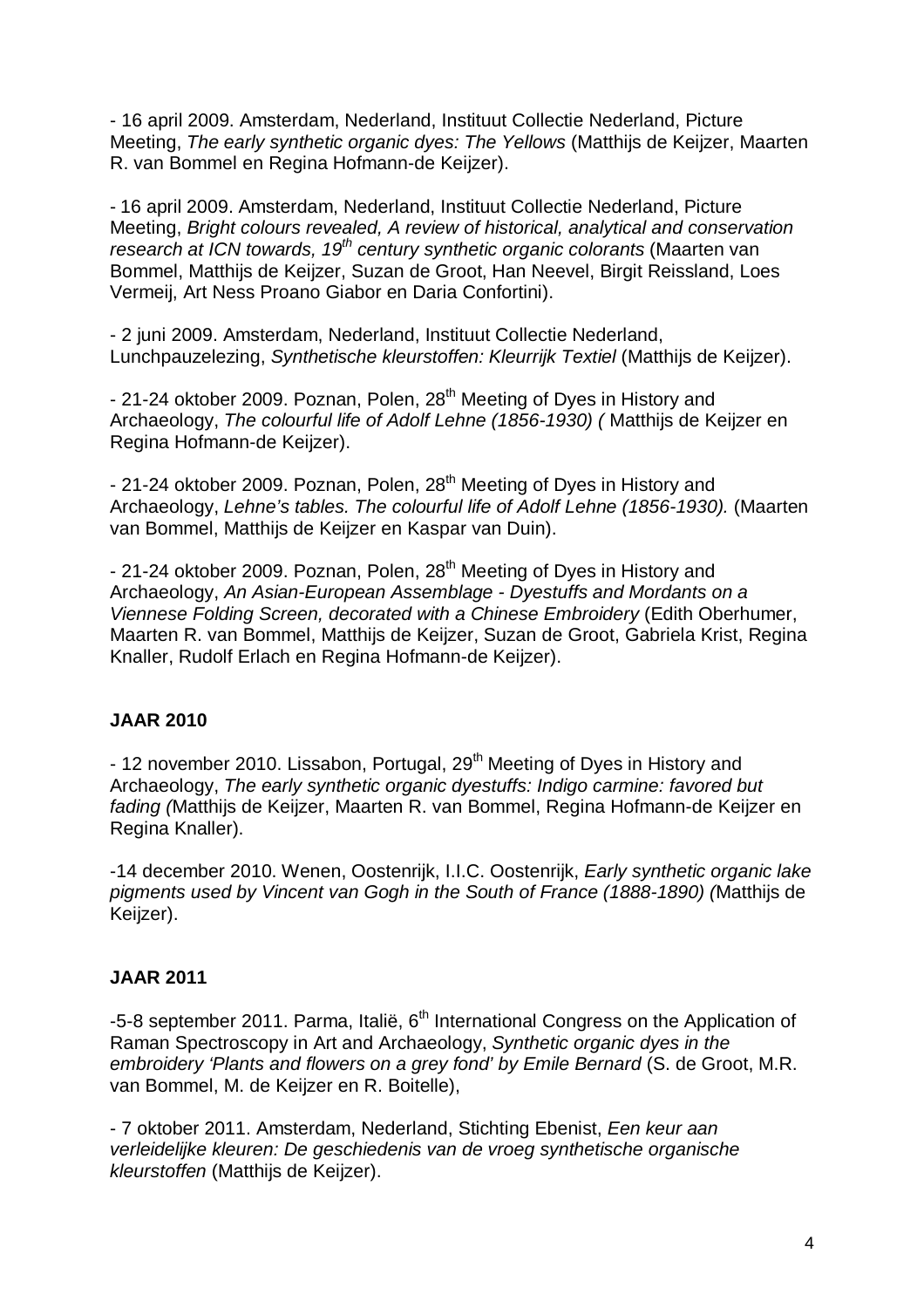- 16 april 2009. Amsterdam, Nederland, Instituut Collectie Nederland, Picture Meeting, *The early synthetic organic dyes: The Yellows* (Matthijs de Keijzer, Maarten R. van Bommel en Regina Hofmann-de Keijzer).

- 16 april 2009. Amsterdam, Nederland, Instituut Collectie Nederland, Picture Meeting, *Bright colours revealed, A review of historical, analytical and conservation research at ICN towards, 19th century synthetic organic colorants* (Maarten van Bommel, Matthijs de Keijzer, Suzan de Groot, Han Neevel, Birgit Reissland, Loes Vermeij, Art Ness Proano Giabor en Daria Confortini).

- 2 juni 2009. Amsterdam, Nederland, Instituut Collectie Nederland, Lunchpauzelezing, *Synthetische kleurstoffen: Kleurrijk Textiel* (Matthijs de Keijzer).

- 21-24 oktober 2009. Poznan, Polen, 28th Meeting of Dyes in History and Archaeology, *The colourful life of Adolf Lehne (1856-1930) (* Matthijs de Keijzer en Regina Hofmann-de Keijzer).

- 21-24 oktober 2009. Poznan, Polen, 28th Meeting of Dyes in History and Archaeology, *Lehne's tables. The colourful life of Adolf Lehne (1856-1930).* (Maarten van Bommel, Matthijs de Keijzer en Kaspar van Duin).

- 21-24 oktober 2009. Poznan, Polen, 28th Meeting of Dyes in History and Archaeology, *An Asian-European Assemblage - Dyestuffs and Mordants on a Viennese Folding Screen, decorated with a Chinese Embroidery* (Edith Oberhumer, Maarten R. van Bommel, Matthijs de Keijzer, Suzan de Groot, Gabriela Krist, Regina Knaller, Rudolf Erlach en Regina Hofmann-de Keijzer).

**JAAR 2010**

- 12 november 2010. Lissabon, Portugal, 29th Meeting of Dyes in History and Archaeology, *The early synthetic organic dyestuffs: Indigo carmine: favored but fading (*Matthijs de Keijzer, Maarten R. van Bommel, Regina Hofmann-de Keijzer en Regina Knaller).

-14 december 2010. Wenen, Oostenrijk, I.I.C. Oostenrijk, *Early synthetic organic lake pigments used by Vincent van Gogh in the South of France (1888-1890) (*Matthijs de Keijzer).

**JAAR 2011**

-5-8 september 2011. Parma, Italië, 6th International Congress on the Application of Raman Spectroscopy in Art and Archaeology, *Synthetic organic dyes in the embroidery 'Plants and flowers on a grey fond' by Emile Bernard* (S. de Groot, M.R. van Bommel, M. de Keijzer en R. Boitelle),

- 7 oktober 2011. Amsterdam, Nederland, Stichting Ebenist, *Een keur aan verleidelijke kleuren: De geschiedenis van de vroeg synthetische organische kleurstoffen* (Matthijs de Keijzer).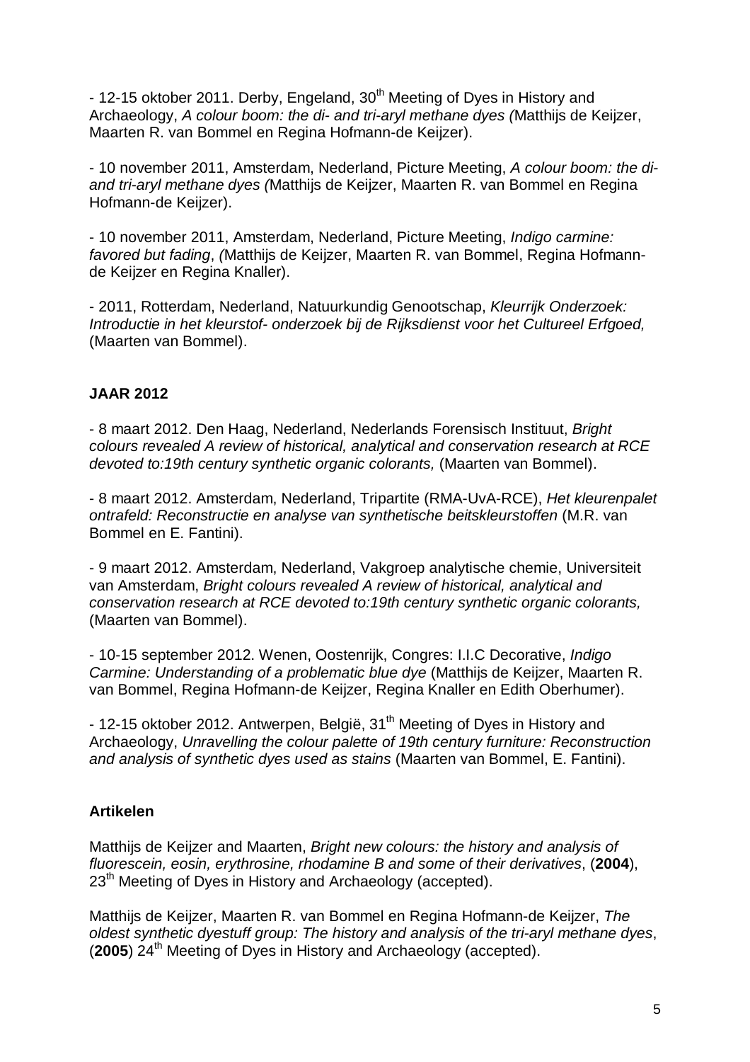- 12-15 oktober 2011. Derby, Engeland, 30$^{th}$ Meeting of Dyes in History and Archaeology, *A colour boom: the di- and tri-aryl methane dyes (*Matthijs de Keijzer, Maarten R. van Bommel en Regina Hofmann-de Keijzer).

- 10 november 2011, Amsterdam, Nederland, Picture Meeting, *A colour boom: the di- and tri-aryl methane dyes (*Matthijs de Keijzer, Maarten R. van Bommel en Regina Hofmann-de Keijzer).

- 10 november 2011, Amsterdam, Nederland, Picture Meeting, *Indigo carmine: favored but fading*, *(*Matthijs de Keijzer, Maarten R. van Bommel, Regina Hofmann-de Keijzer en Regina Knaller).

- 2011, Rotterdam, Nederland, Natuurkundig Genootschap, *Kleurrijk Onderzoek: Introductie in het kleurstof- onderzoek bij de Rijksdienst voor het Cultureel Erfgoed,* (Maarten van Bommel).

**JAAR 2012**

- 8 maart 2012. Den Haag, Nederland, Nederlands Forensisch Instituut, *Bright colours revealed A review of historical, analytical and conservation research at RCE devoted to:19th century synthetic organic colorants,* (Maarten van Bommel).

- 8 maart 2012. Amsterdam, Nederland, Tripartite (RMA-UvA-RCE), *Het kleurenpalet ontrafeld: Reconstructie en analyse van synthetische beitskleurstoffen* (M.R. van Bommel en E. Fantini).

- 9 maart 2012. Amsterdam, Nederland, Vakgroep analytische chemie, Universiteit van Amsterdam, *Bright colours revealed A review of historical, analytical and conservation research at RCE devoted to:19th century synthetic organic colorants,* (Maarten van Bommel).

- 10-15 september 2012. Wenen, Oostenrijk, Congres: I.I.C Decorative, *Indigo Carmine: Understanding of a problematic blue dye* (Matthijs de Keijzer, Maarten R. van Bommel, Regina Hofmann-de Keijzer, Regina Knaller en Edith Oberhumer).

- 12-15 oktober 2012. Antwerpen, België, 31$^{th}$ Meeting of Dyes in History and Archaeology, *Unravelling the colour palette of 19th century furniture: Reconstruction and analysis of synthetic dyes used as stains* (Maarten van Bommel, E. Fantini).

**Artikelen**

Matthijs de Keijzer and Maarten, *Bright new colours: the history and analysis of fluorescein, eosin, erythrosine, rhodamine B and some of their derivatives*, (**2004**), 23$^{th}$ Meeting of Dyes in History and Archaeology (accepted).

Matthijs de Keijzer, Maarten R. van Bommel en Regina Hofmann-de Keijzer, *The oldest synthetic dyestuff group: The history and analysis of the tri-aryl methane dyes*, (**2005**) 24$^{th}$ Meeting of Dyes in History and Archaeology (accepted).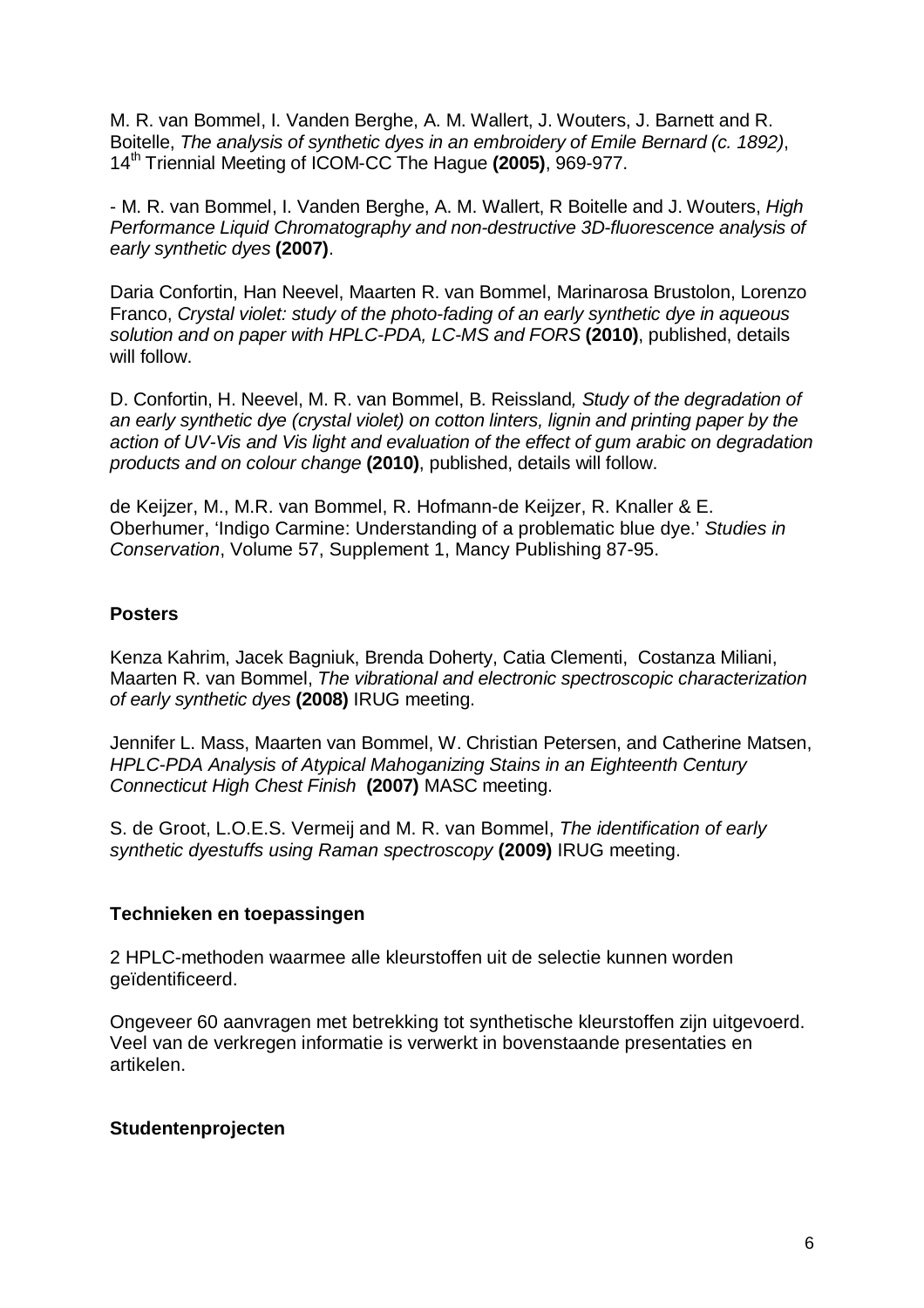M. R. van Bommel, I. Vanden Berghe, A. M. Wallert, J. Wouters, J. Barnett and R. Boitelle, *The analysis of synthetic dyes in an embroidery of Emile Bernard (c. 1892)*, 14th Triennial Meeting of ICOM-CC The Hague **(2005)**, 969-977.

- M. R. van Bommel, I. Vanden Berghe, A. M. Wallert, R Boitelle and J. Wouters, *High Performance Liquid Chromatography and non-destructive 3D-fluorescence analysis of early synthetic dyes* **(2007)**.

Daria Confortin, Han Neevel, Maarten R. van Bommel, Marinarosa Brustolon, Lorenzo Franco, *Crystal violet: study of the photo-fading of an early synthetic dye in aqueous solution and on paper with HPLC-PDA, LC-MS and FORS* **(2010)**, published, details will follow.

D. Confortin, H. Neevel, M. R. van Bommel, B. Reissland, *Study of the degradation of an early synthetic dye (crystal violet) on cotton linters, lignin and printing paper by the action of UV-Vis and Vis light and evaluation of the effect of gum arabic on degradation products and on colour change* **(2010)**, published, details will follow.

de Keijzer, M., M.R. van Bommel, R. Hofmann-de Keijzer, R. Knaller & E. Oberhumer, 'Indigo Carmine: Understanding of a problematic blue dye.' *Studies in Conservation*, Volume 57, Supplement 1, Mancy Publishing 87-95.

**Posters**

Kenza Kahrim, Jacek Bagniuk, Brenda Doherty, Catia Clementi, Costanza Miliani, Maarten R. van Bommel, *The vibrational and electronic spectroscopic characterization of early synthetic dyes* **(2008)** IRUG meeting.

Jennifer L. Mass, Maarten van Bommel, W. Christian Petersen, and Catherine Matsen, *HPLC-PDA Analysis of Atypical Mahoganizing Stains in an Eighteenth Century Connecticut High Chest Finish* **(2007)** MASC meeting.

S. de Groot, L.O.E.S. Vermeij and M. R. van Bommel, *The identification of early synthetic dyestuffs using Raman spectroscopy* **(2009)** IRUG meeting.

**Technieken en toepassingen**

2 HPLC-methoden waarmee alle kleurstoffen uit de selectie kunnen worden geïdentificeerd.

Ongeveer 60 aanvragen met betrekking tot synthetische kleurstoffen zijn uitgevoerd. Veel van de verkregen informatie is verwerkt in bovenstaande presentaties en artikelen.

**Studentenprojecten**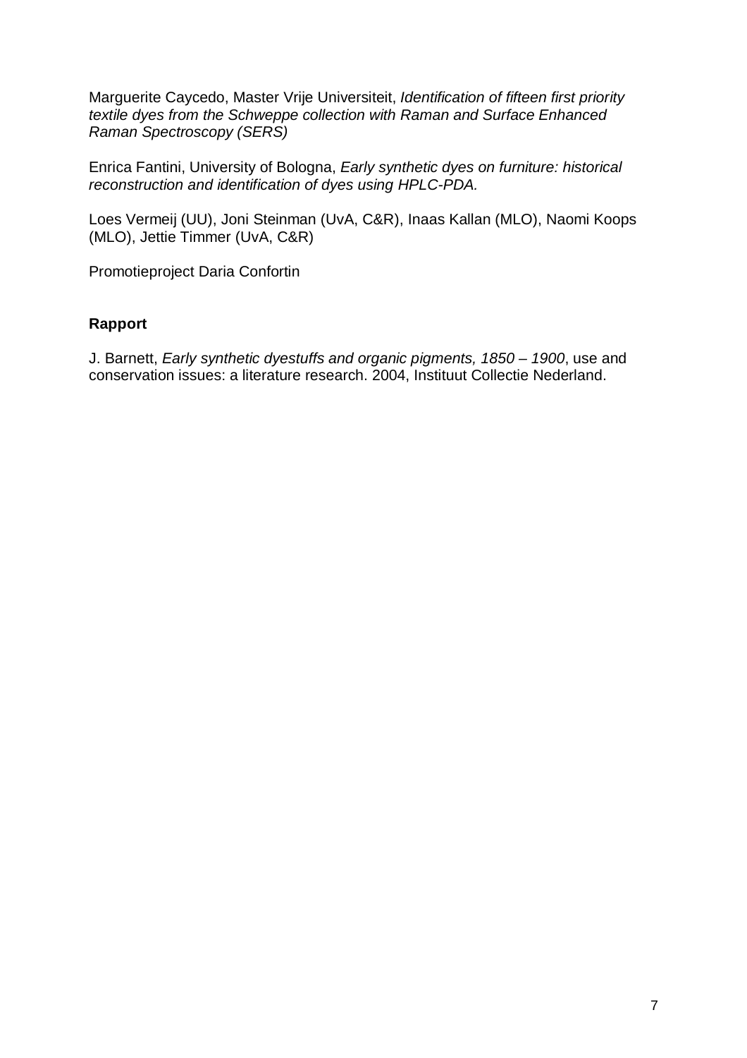Marguerite Caycedo, Master Vrije Universiteit, *Identification of fifteen first priority textile dyes from the Schweppe collection with Raman and Surface Enhanced Raman Spectroscopy (SERS)*

Enrica Fantini, University of Bologna, *Early synthetic dyes on furniture: historical reconstruction and identification of dyes using HPLC-PDA.*

Loes Vermeij (UU), Joni Steinman (UvA, C&R), Inaas Kallan (MLO), Naomi Koops (MLO), Jettie Timmer (UvA, C&R)

Promotieproject Daria Confortin

**Rapport**

J. Barnett, *Early synthetic dyestuffs and organic pigments, 1850 – 1900*, use and conservation issues: a literature research. 2004, Instituut Collectie Nederland.